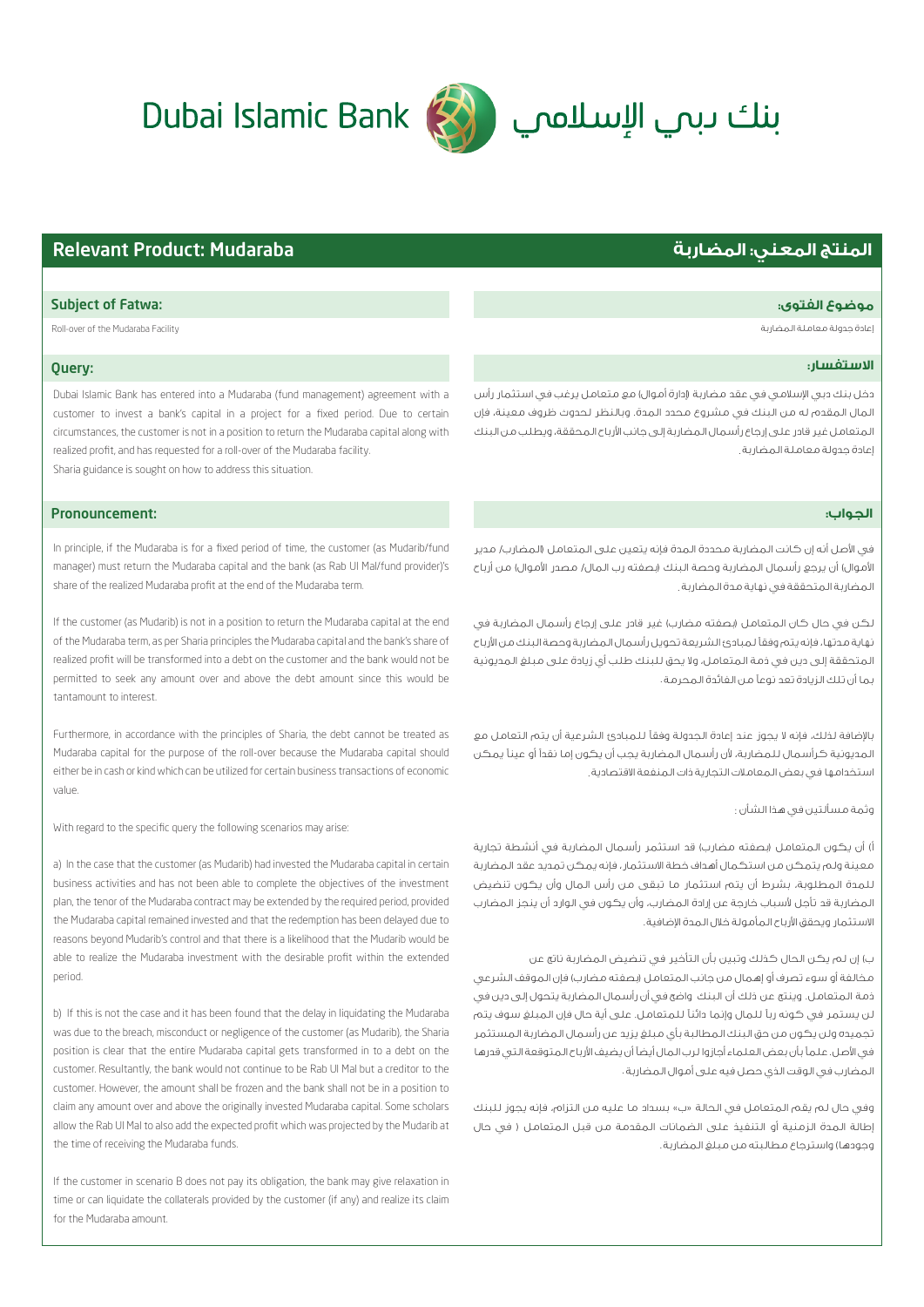# Dubai Islamic Bank بنك دبي الإسلامي

## Relevant Product: Mudaraba

### Subject of Fatwa:

Roll-over of the Mudaraba Facility

### Query:

Dubai Islamic Bank has entered into a Mudaraba (fund management) agreement with a customer to invest a bank's capital in a project for a fixed period. Due to certain circumstances, the customer is not in a position to return the Mudaraba capital along with realized profit, and has requested for a roll-over of the Mudaraba facility.

Sharia guidance is sought on how to address this situation.

### Pronouncement:

In principle, if the Mudaraba is for a fixed period of time, the customer (as Mudarib/fund manager) must return the Mudaraba capital and the bank (as Rab Ul Mal/fund provider)'s share of the realized Mudaraba profit at the end of the Mudaraba term.

If the customer (as Mudarib) is not in a position to return the Mudaraba capital at the end of the Mudaraba term, as per Sharia principles the Mudaraba capital and the bank's share of realized profit will be transformed into a debt on the customer and the bank would not be permitted to seek any amount over and above the debt amount since this would be tantamount to interest.

Furthermore, in accordance with the principles of Sharia, the debt cannot be treated as Mudaraba capital for the purpose of the roll-over because the Mudaraba capital should either be in cash or kind which can be utilized for certain business transactions of economic value.

With regard to the specific query the following scenarios may arise:

a) In the case that the customer (as Mudarib) had invested the Mudaraba capital in certain business activities and has not been able to complete the objectives of the investment plan, the tenor of the Mudaraba contract may be extended by the required period, provided the Mudaraba capital remained invested and that the redemption has been delayed due to reasons beyond Mudarib's control and that there is a likelihood that the Mudarib would be able to realize the Mudaraba investment with the desirable profit within the extended period.

b) If this is not the case and it has been found that the delay in liquidating the Mudaraba was due to the breach, misconduct or negligence of the customer (as Mudarib), the Sharia position is clear that the entire Mudaraba capital gets transformed in to a debt on the customer. Resultantly, the bank would not continue to be Rab Ul Mal but a creditor to the customer. However, the amount shall be frozen and the bank shall not be in a position to claim any amount over and above the originally invested Mudaraba capital. Some scholars allow the Rab Ul Mal to also add the expected profit which was projected by the Mudarib at the time of receiving the Mudaraba funds.

If the customer in scenario B does not pay its obligation, the bank may give relaxation in time or can liquidate the collaterals provided by the customer (if any) and realize its claim for the Mudaraba amount.

## المنتج المعني: المضاربة

### موضوع الفتوى:

إعادة جدولة معاملة المضاربة

### الاستفسار:

دخل بنك دبي الإسلامي في عقد مضاربة (إدارة أموال) مع متعامل يرغب في استثمار رأس المال المقدم له من البنك في مشروع محدد المدة. وبالنظر لحدوث ظروف معينة، فإن المتعامل غير قادر على إرجاع رأسمال المضاربة إلى جانب الأرباح المحققة، ويطلب من البنك إعادة جدولة معاملة المضاربة.

### الجواب:

في الأصل أنه إن كانت المضاربة محددة المدة فإنه يتعين على المتعامل (المضارب/ مدير الأموال) أن يرجع رأسمال المضاربة وحصة البنك (بصفته رب المال/ مصدر الأموال) من أرباح المضاربة المتحققة في نهاية مدة المضاربة.

لكن في حال كان المتعامل (بصفته مضارب) غير قادر على إرجاع رأسمال المضاربة في نهاية مدتها، فإنه يتم وفقاً لمبادئ الشريعة تحويل رأسمال المضاربة وحصة البنك من الأرباح المتحققة إلى دين في ذمة المتعامل، ولا يحق للبنك طلب أي زيادة على مبلغ المديونية بما أن تلك الزيادة تعد نوعاً من الفائدة المحرمة.

بالإضافة لذلك، فإنه لا يجوز عند إعادة الجدولة وفقاً للمبادئ الشرعية أن يتم التعامل مع المديونية كرأسمال للمضاربة، لأن رأسمال المضاربة يجب أن يكون إما نقداً أو عيناً يمكن استخدامها في بعض المعاملات التجارية ذات المنفعة الاقتصادية.

وثمة مسألتين في هذا الشأن:

أ) أن يكون المتعامل (بصفته مضارب) قد استثمر رأسمال المضاربة في أنشطة تجارية معينة ولم يتمكن من استكمال أهداف خطة الاستثمار، فإنه يمكن تمديد عقد المضاربة للمدة المطلوبة، بشرط أن يتم استثمار ما تبقى من رأس المال وأن يكون تنضيض المضاربة قد تأجل لأسباب خارجة عن إرادة المضارب، وأن يكون في الوارد أن ينجز المضارب الاستثمار ويحقق الأرباح المأمولة خلال المدة الإضافية.

ب) إن لم يكن الحال كذلك وتبين بأن التأخير في تنضيض المضاربة ناتج عن مخالفة أو سوء تصرف أو إهمال من جانب المتعامل (بصفته مضارب) فإن الموقف الشرعي واضح في أن رأسمال المضاربة يتحول إلى دين في ذمة المتعامل. وينتج عن ذلك أن البنك لن يستمر في كونه رباً للمال وإنما دائناً للمتعامل. على أية حال فإن المبلغ سوف يتم تجميده ولن يكون من حق البنك المطالبة بأي مبلغ يزيد عن رأسمال المضاربة المستثمر في الأصل. علماً بأن بعض العلماء أجازوا لرب المال أيضاً أن يضيف الأرباح المتوقعة التي قدرها المضارب في الوقت الذي حصل فيه على أموال المضاربة.

وفي حال لم يقم المتعامل في الحالة «ب» بسداد ما عليه من التزام، فإنه يجوز للبنك إطالة المدة الزمنية أو التنفيذ على الضمانات المقدمة من قبل المتعامل ( في حال وجودها) واسترجاع مطالبته من مبلغ المضاربة.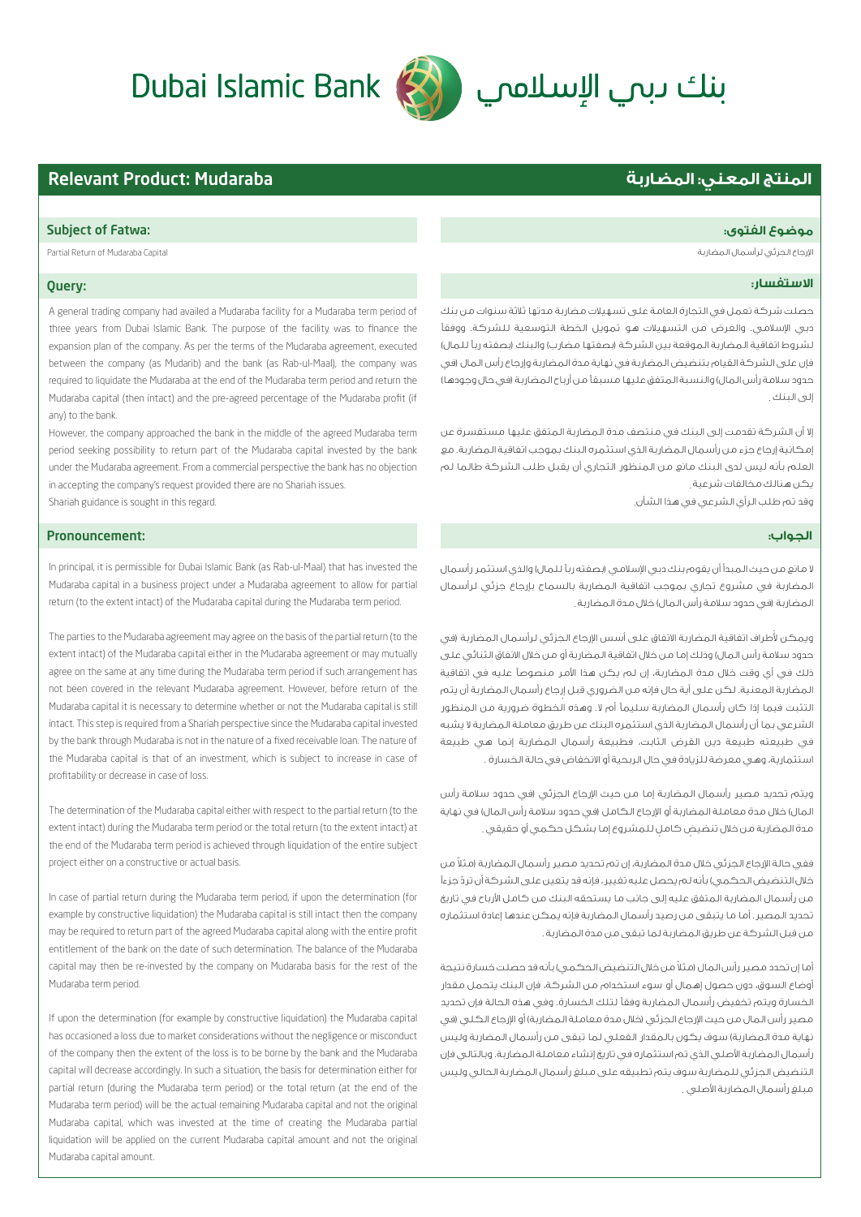# Dubai Islamic Bank بنك دبي الإسلامي

## Relevant Product: Mudaraba

### Subject of Fatwa:

Partial Return of Mudaraba Capital

### Query:

A general trading company had availed a Mudaraba facility for a Mudaraba term period of three years from Dubai Islamic Bank. The purpose of the facility was to finance the expansion plan of the company. As per the terms of the Mudaraba agreement, executed between the company (as Mudarib) and the bank (as Rab-ul-Maal), the company was required to liquidate the Mudaraba at the end of the Mudaraba term period and return the Mudaraba capital (then intact) and the pre-agreed percentage of the Mudaraba profit (if any) to the bank.

However, the company approached the bank in the middle of the agreed Mudaraba term period seeking possibility to return part of the Mudaraba capital invested by the bank under the Mudaraba agreement. From a commercial perspective the bank has no objection in accepting the company's request provided there are no Shariah issues.

Shariah guidance is sought in this regard.

### Pronouncement:

In principal, it is permissible for Dubai Islamic Bank (as Rab-ul-Maal) that has invested the Mudaraba capital in a business project under a Mudaraba agreement to allow for partial return (to the extent intact) of the Mudaraba capital during the Mudaraba term period.

The parties to the Mudaraba agreement may agree on the basis of the partial return (to the extent intact) of the Mudaraba capital either in the Mudaraba agreement or may mutually agree on the same at any time during the Mudaraba term period if such arrangement has not been covered in the relevant Mudaraba agreement. However, before return of the Mudaraba capital it is necessary to determine whether or not the Mudaraba capital is still intact. This step is required from a Shariah perspective since the Mudaraba capital invested by the bank through Mudaraba is not in the nature of a fixed receivable loan. The nature of the Mudaraba capital is that of an investment, which is subject to increase in case of profitability or decrease in case of loss.

The determination of the Mudaraba capital either with respect to the partial return (to the extent intact) during the Mudaraba term period or the total return (to the extent intact) at the end of the Mudaraba term period is achieved through liquidation of the entire subject project either on a constructive or actual basis.

In case of partial return during the Mudaraba term period, if upon the determination (for example by constructive liquidation) the Mudaraba capital is still intact then the company may be required to return part of the agreed Mudaraba capital along with the entire profit entitlement of the bank on the date of such determination. The balance of the Mudaraba capital may then be re-invested by the company on Mudaraba basis for the rest of the Mudaraba term period.

If upon the determination (for example by constructive liquidation) the Mudaraba capital has occasioned a loss due to market considerations without the negligence or misconduct of the company then the extent of the loss is to be borne by the bank and the Mudaraba capital will decrease accordingly. In such a situation, the basis for determination either for partial return (during the Mudaraba term period) or the total return (at the end of the Mudaraba term period) will be the actual remaining Mudaraba capital and not the original Mudaraba capital, which was invested at the time of creating the Mudaraba partial liquidation will be applied on the current Mudaraba capital amount and not the original Mudaraba capital amount.

## المنتج المعني: المضاربة

### موضوع الفتوى:

الإرجاع الجزئي لرأسمال المضاربة

### الاستفسار:

حصلت شركة تعمل في التجارة العامة على تسهيلات مضاربة مدتها ثلاثة سنوات من بنك دبي الإسلامي. والغرض من التسهيلات هو تمويل الخطة التوسعية للشركة. ووفقاً لشروط اتفاقية المضاربة الموقعة بين الشركة (بصفتها مضارب) والبنك (بصفته رباً للمال) فإن على الشركة القيام بتنضيض المضاربة في نهاية مدة المضاربة وإرجاع رأس المال (في حدود سلامة رأس المال) والنسبة المتفق عليها مسبقاً من أرباح المضاربة (في حال وجودها) إلى البنك.

إلا أن الشركة تقدمت إلى البنك في منتصف مدة المضاربة المتفق عليها مستفسرة عن إمكانية إرجاع جزء من رأسمال المضاربة الذي استثمره البنك بموجب اتفاقية المضاربة. مع العلم بأنه ليس لدى البنك مانع من المنظور التجاري أن يقبل طلب الشركة طالما لم يكن هنالك مخالفات شرعية.

وقد تم طلب الرأي الشرعي في هذا الشأن.

### الجواب:

لا مانع من حيث المبدأ أن يقوم بنك دبي الإسلامي (بصفته رباً للمال) والذي استثمر رأسمال المضاربة في مشروع تجاري بموجب اتفاقية المضاربة بالسماح بإرجاع جزئي لرأسمال المضاربة (في حدود سلامة رأس المال) خلال مدة المضاربة.

ويمكن لأطراف اتفاقية المضاربة الاتفاق على أسس الإرجاع الجزئي لرأسمال المضاربة (في حدود سلامة رأس المال) وذلك إما من خلال اتفاقية المضاربة أو من خلال الاتفاق الثنائي على ذلك في أي وقت خلال مدة المضاربة، إن لم يكن هذا الأمر منصوصاً عليه في اتفاقية المضاربة المعنية. لكن على أية حال فإنه من الضروري قبل إرجاع رأسمال المضاربة أن يتم التثبت فيما إذا كان رأسمال المضاربة سليماً أم لا. وهذه الخطوة ضرورية من المنظور الشرعي بما أن رأسمال المضاربة الذي استثمره البنك عن طريق معاملة المضاربة لا يشبه في طبيعته طبيعة دين القرض الثابت، فطبيعة رأسمال المضاربة إنما هي طبيعة استثمارية، وهي معرضة للزيادة في حال الربحية أو الانخفاض في حالة الخسارة.

ويتم تحديد مصير رأسمال المضاربة إما من حيث الإرجاع الجزئي (في حدود سلامة رأس المال) خلال مدة معاملة المضاربة أو الإرجاع الكامل (في حدود سلامة رأس المال) في نهاية مدة المضاربة من خلال تنضيض كامل للمشروع إما بشكل حكمي أو حقيقي.

ففي حالة الإرجاع الجزئي خلال مدة المضاربة، إن تم تحديد مصير رأسمال المضاربة (مثلاً من خلال التنضيض الحكمي) بأنه لم يحصل عليه تغيير، فإنه قد يتعين على الشركة أن تردّ جزءاً من رأسمال المضاربة المتفق عليه إلى جانب ما يستحقه البنك من كامل الأرباح في تاريخ تحديد المصير. أما ما يتبقى من رصيد رأسمال المضاربة فإنه يمكن عندها إعادة استثماره من قبل الشركة عن طريق المضاربة لما تبقى من مدة المضاربة.

أما إن تحدد مصير رأس المال (مثلاً من خلال التنضيض الحكمي) بأنه قد حصلت خسارة نتيجة أوضاع السوق، دون حصول إهمال أو سوء استخدام من الشركة، فإن البنك يتحمل مقدار الخسارة ويتم تخفيض رأسمال المضاربة وفقاً لتلك الخسارة. وفي هذه الحالة فإن تحديد مصير رأس المال من حيث الإرجاع الجزئي (خلال مدة معاملة المضاربة) أو الإرجاع الكلي (في نهاية مدة المضاربة) سوف يكون بالمقدار الفعلي لما تبقى من رأسمال المضاربة وليس رأسمال المضاربة الأصلي الذي تم استثماره في تاريخ إنشاء معاملة المضاربة. وبالتالي فإن التنضيض الجزئي للمضاربة سوف يتم تطبيقه على مبلغ رأسمال المضاربة الحالي وليس مبلغ رأسمال المضاربة الأصلي.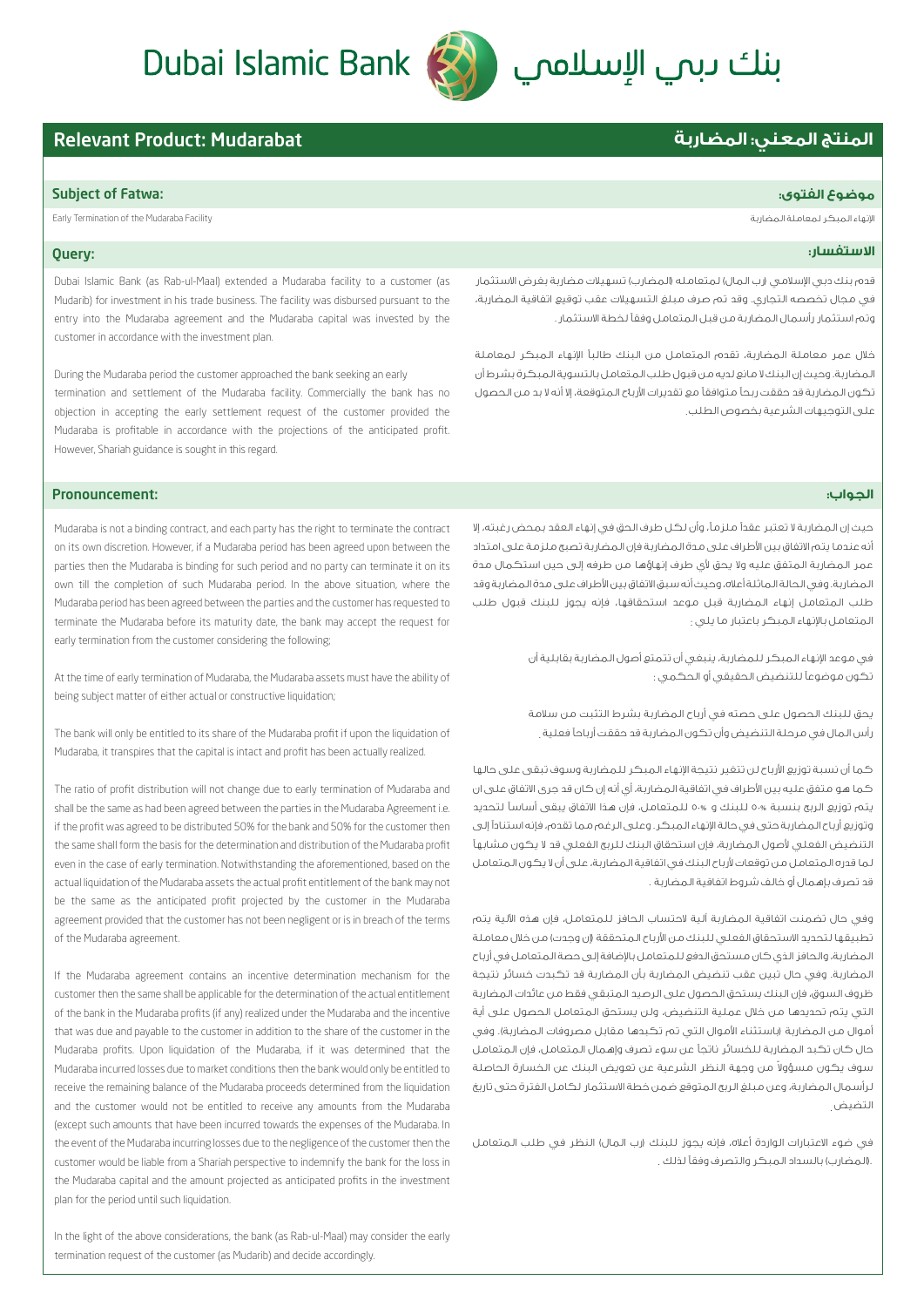# Dubai Islamic Bank بنك دبي الإسلامي

## Relevant Product: Mudarabat

## المنتج المعني: المضاربة

### Subject of Fatwa:

Early Termination of the Mudaraba Facility

### موضوع الفتوى:

الإنهاء المبكر لمعاملة المضاربة

### Query:

Dubai Islamic Bank (as Rab-ul-Maal) extended a Mudaraba facility to a customer (as Mudarib) for investment in his trade business. The facility was disbursed pursuant to the entry into the Mudaraba agreement and the Mudaraba capital was invested by the customer in accordance with the investment plan.

During the Mudaraba period the customer approached the bank seeking an early termination and settlement of the Mudaraba facility. Commercially the bank has no objection in accepting the early settlement request of the customer provided the Mudaraba is profitable in accordance with the projections of the anticipated profit. However, Shariah guidance is sought in this regard.

### الاستفسار:

قدم بنك دبي الإسلامي (رب المال) لمتعامله (المضارب) تسهيلات مضاربة بغرض الاستثمار في مجال تخصصه التجاري. وقد تم صرف مبلغ التسهيلات عقب توقيع اتفاقية المضاربة، وتم استثمار رأسمال المضاربة من قبل المتعامل وفقاً لخطة الاستثمار.

خلال عمر معاملة المضاربة، تقدم المتعامل من البنك طالباً الإنهاء المبكر لمعاملة المضاربة. وحيث إن البنك لا مانع لديه من قبول طلب المتعامل بالتسوية المبكرة بشرط أن تكون المضاربة قد حققت ربحاً متوافقاً مع تقديرات الأرباح المتوقعة، إلا أنه لا بد من الحصول على التوجيهات الشرعية بخصوص الطلب.

### Pronouncement:

Mudaraba is not a binding contract, and each party has the right to terminate the contract on its own discretion. However, if a Mudaraba period has been agreed upon between the parties then the Mudaraba is binding for such period and no party can terminate it on its own till the completion of such Mudaraba period. In the above situation, where the Mudaraba period has been agreed between the parties and the customer has requested to terminate the Mudaraba before its maturity date, the bank may accept the request for early termination from the customer considering the following;

At the time of early termination of Mudaraba, the Mudaraba assets must have the ability of being subject matter of either actual or constructive liquidation;

The bank will only be entitled to its share of the Mudaraba profit if upon the liquidation of Mudaraba, it transpires that the capital is intact and profit has been actually realized.

The ratio of profit distribution will not change due to early termination of Mudaraba and shall be the same as had been agreed between the parties in the Mudaraba Agreement i.e. if the profit was agreed to be distributed 50% for the bank and 50% for the customer then the same shall form the basis for the determination and distribution of the Mudaraba profit even in the case of early termination. Notwithstanding the aforementioned, based on the actual liquidation of the Mudaraba assets the actual profit entitlement of the bank may not be the same as the anticipated profit projected by the customer in the Mudaraba agreement provided that the customer has not been negligent or is in breach of the terms of the Mudaraba agreement.

If the Mudaraba agreement contains an incentive determination mechanism for the customer then the same shall be applicable for the determination of the actual entitlement of the bank in the Mudaraba profits (if any) realized under the Mudaraba and the incentive that was due and payable to the customer in addition to the share of the customer in the Mudaraba profits. Upon liquidation of the Mudaraba, if it was determined that the Mudaraba incurred losses due to market conditions then the bank would only be entitled to receive the remaining balance of the Mudaraba proceeds determined from the liquidation and the customer would not be entitled to receive any amounts from the Mudaraba (except such amounts that have been incurred towards the expenses of the Mudaraba. In the event of the Mudaraba incurring losses due to the negligence of the customer then the customer would be liable from a Shariah perspective to indemnify the bank for the loss in the Mudaraba capital and the amount projected as anticipated profits in the investment plan for the period until such liquidation.

In the light of the above considerations, the bank (as Rab-ul-Maal) may consider the early termination request of the customer (as Mudarib) and decide accordingly.

### الجواب:

حيث إن المضاربة لا تعتبر عقداً ملزماً، وأن لكل طرف الحق في إنهاء العقد بمحض رغبته، إلا أنه عندما يتم الاتفاق بين الأطراف على مدة المضاربة فإن المضاربة تصبح ملزمة على امتداد عمر المضاربة المتفق عليه ولا يحق لأي طرف إنهاؤها من طرفه إلى حين استكمال مدة المضاربة. وفي الحالة الماثلة أعلاه، وحيث أنه سبق الاتفاق بين الأطراف على مدة المضاربة وقد طلب المتعامل إنهاء المضاربة قبل موعد استحقاقها، فإنه يجوز للبنك قبول طلب المتعامل بالإنهاء المبكر باعتبار ما يلي:

في موعد الإنهاء المبكر للمضاربة، ينبغي أن تتمتع أصول المضاربة بقابلية أن تكون موضوعاً للتنضيض الحقيقي أو الحكمي؛

يحق للبنك الحصول على حصته في أرباح المضاربة بشرط التثبت من سلامة رأس المال في مرحلة التنضيض وأن تكون المضاربة قد حققت أرباحاً فعلية.

كما أن نسبة توزيع الأرباح لن تتغير نتيجة الإنهاء المبكر للمضاربة وسوف تبقى على حالها كما هو متفق عليه بين الأطراف في اتفاقية المضاربة، أي أنه إن كان قد جرى الاتفاق على ان يتم توزيع الربح بنسبة ٥٠٪ للبنك و ٥٠٪ للمتعامل، فإن هذا الاتفاق يبقى أساساً لتحديد وتوزيع أرباح المضاربة حتى في حالة الإنهاء المبكر. وعلى الرغم مما تقدم، فإنه استناداً إلى التنضيض الفعلي لأصول المضاربة، فإن استحقاق البنك للربح الفعلي قد لا يكون مشابهاً لما قدره المتعامل من توقعات لأرباح البنك في اتفاقية المضاربة، على أن لا يكون المتعامل قد تصرف بإهمال أو خالف شروط اتفاقية المضاربة.

وفي حال تضمنت اتفاقية المضاربة آلية لاحتساب الحافز للمتعامل، فإن هذه الآلية يتم تطبيقها لتحديد الاستحقاق الفعلي للبنك من الأرباح المتحققة (إن وجدت) من خلال معاملة المضاربة، والحافز الذي كان مستحق الدفع للمتعامل بالإضافة إلى حصة المتعامل في أرباح المضاربة. وفي حال تبين عقب تنضيض المضاربة بأن المضاربة قد تكبدت خسائر نتيجة ظروف السوق، فإن البنك يستحق الحصول على الرصيد المتبقي فقط من عائدات المضاربة التي يتم تحديدها من خلال عملية التنضيض، ولن يستحق المتعامل الحصول على أية أموال من المضاربة (باستثناء الأموال التي تم تكبدها مقابل مصروفات المضاربة). وفي حال كان تكبد المضاربة للخسائر ناتجاً عن سوء تصرف وإهمال المتعامل، فإن المتعامل سوف يكون مسؤولاً من وجهة النظر الشرعية عن تعويض البنك عن الخسارة الحاصلة لرأسمال المضاربة، وعن مبلغ الربح المتوقع ضمن خطة الاستثمار لكامل الفترة حتى تاريخ التنضيض.

في ضوء الاعتبارات الواردة أعلاه، فإنه يجوز للبنك (رب المال) النظر في طلب المتعامل (المضارب) بالسداد المبكر والتصرف وفقاً لذلك.